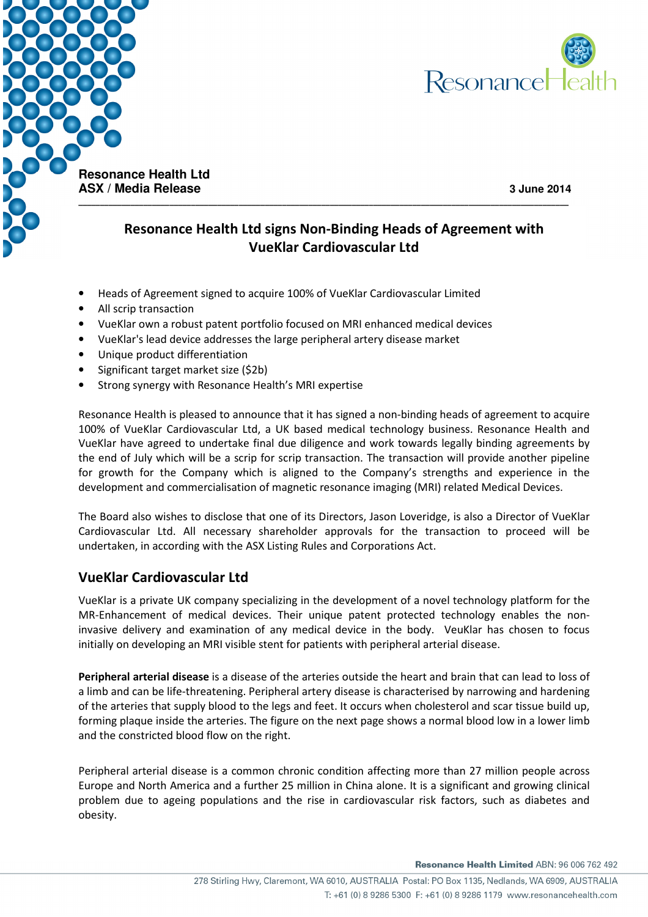**Resonance Health Ltd**
**ASX / Media Release**

**3 June 2014**

# Resonance Health Ltd signs Non-Binding Heads of Agreement with VueKlar Cardiovascular Ltd

- Heads of Agreement signed to acquire 100% of VueKlar Cardiovascular Limited
- All scrip transaction
- VueKlar own a robust patent portfolio focused on MRI enhanced medical devices
- VueKlar's lead device addresses the large peripheral artery disease market
- Unique product differentiation
- Significant target market size ($2b)
- Strong synergy with Resonance Health's MRI expertise

Resonance Health is pleased to announce that it has signed a non-binding heads of agreement to acquire 100% of VueKlar Cardiovascular Ltd, a UK based medical technology business. Resonance Health and VueKlar have agreed to undertake final due diligence and work towards legally binding agreements by the end of July which will be a scrip for scrip transaction. The transaction will provide another pipeline for growth for the Company which is aligned to the Company's strengths and experience in the development and commercialisation of magnetic resonance imaging (MRI) related Medical Devices.

The Board also wishes to disclose that one of its Directors, Jason Loveridge, is also a Director of VueKlar Cardiovascular Ltd. All necessary shareholder approvals for the transaction to proceed will be undertaken, in according with the ASX Listing Rules and Corporations Act.

## VueKlar Cardiovascular Ltd

VueKlar is a private UK company specializing in the development of a novel technology platform for the MR-Enhancement of medical devices. Their unique patent protected technology enables the non-invasive delivery and examination of any medical device in the body. VeuKlar has chosen to focus initially on developing an MRI visible stent for patients with peripheral arterial disease.

**Peripheral arterial disease** is a disease of the arteries outside the heart and brain that can lead to loss of a limb and can be life-threatening. Peripheral artery disease is characterised by narrowing and hardening of the arteries that supply blood to the legs and feet. It occurs when cholesterol and scar tissue build up, forming plaque inside the arteries. The figure on the next page shows a normal blood low in a lower limb and the constricted blood flow on the right.

Peripheral arterial disease is a common chronic condition affecting more than 27 million people across Europe and North America and a further 25 million in China alone. It is a significant and growing clinical problem due to ageing populations and the rise in cardiovascular risk factors, such as diabetes and obesity.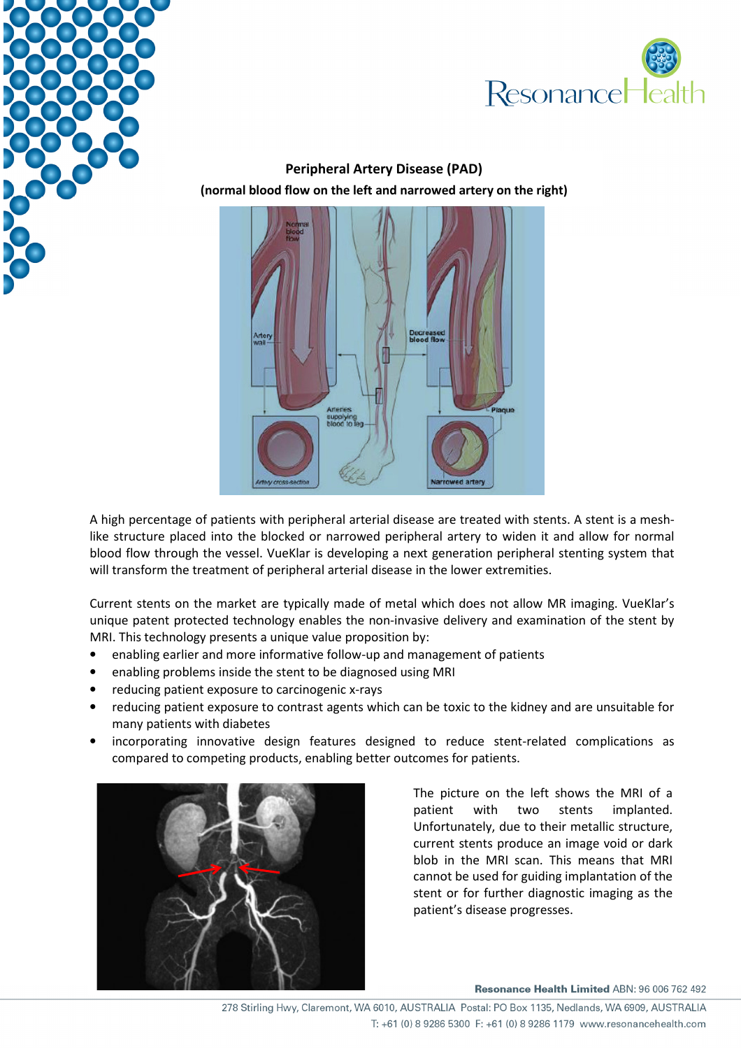**Peripheral Artery Disease (PAD)**

**(normal blood flow on the left and narrowed artery on the right)**

A high percentage of patients with peripheral arterial disease are treated with stents. A stent is a mesh-like structure placed into the blocked or narrowed peripheral artery to widen it and allow for normal blood flow through the vessel. VueKlar is developing a next generation peripheral stenting system that will transform the treatment of peripheral arterial disease in the lower extremities.

Current stents on the market are typically made of metal which does not allow MR imaging. VueKlar's unique patent protected technology enables the non-invasive delivery and examination of the stent by MRI. This technology presents a unique value proposition by:

- enabling earlier and more informative follow-up and management of patients
- enabling problems inside the stent to be diagnosed using MRI
- reducing patient exposure to carcinogenic x-rays
- reducing patient exposure to contrast agents which can be toxic to the kidney and are unsuitable for many patients with diabetes
- incorporating innovative design features designed to reduce stent-related complications as compared to competing products, enabling better outcomes for patients.

The picture on the left shows the MRI of a patient with two stents implanted. Unfortunately, due to their metallic structure, current stents produce an image void or dark blob in the MRI scan. This means that MRI cannot be used for guiding implantation of the stent or for further diagnostic imaging as the patient's disease progresses.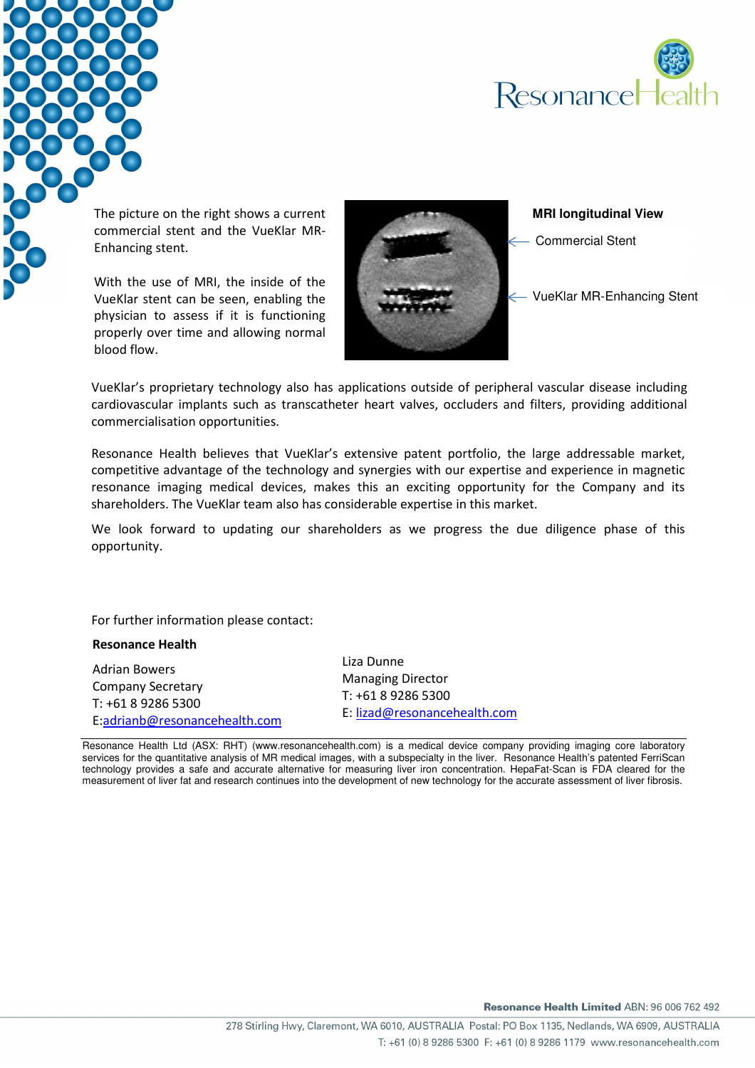The picture on the right shows a current commercial stent and the VueKlar MR-Enhancing stent.

With the use of MRI, the inside of the VueKlar stent can be seen, enabling the physician to assess if it is functioning properly over time and allowing normal blood flow.

**MRI longitudinal View**

Commercial Stent

VueKlar MR-Enhancing Stent

VueKlar's proprietary technology also has applications outside of peripheral vascular disease including cardiovascular implants such as transcatheter heart valves, occluders and filters, providing additional commercialisation opportunities.

Resonance Health believes that VueKlar's extensive patent portfolio, the large addressable market, competitive advantage of the technology and synergies with our expertise and experience in magnetic resonance imaging medical devices, makes this an exciting opportunity for the Company and its shareholders. The VueKlar team also has considerable expertise in this market.

We look forward to updating our shareholders as we progress the due diligence phase of this opportunity.

For further information please contact:

**Resonance Health**

Adrian Bowers
Company Secretary
T: +61 8 9286 5300
E: adrianb@resonancehealth.com

Liza Dunne
Managing Director
T: +61 8 9286 5300
E: lizad@resonancehealth.com

Resonance Health Ltd (ASX: RHT) (www.resonancehealth.com) is a medical device company providing imaging core laboratory services for the quantitative analysis of MR medical images, with a subspecialty in the liver. Resonance Health's patented FerriScan technology provides a safe and accurate alternative for measuring liver iron concentration. HepaFat-Scan is FDA cleared for the measurement of liver fat and research continues into the development of new technology for the accurate assessment of liver fibrosis.

**Resonance Health Limited** ABN: 96 006 762 492

278 Stirling Hwy, Claremont, WA 6010, AUSTRALIA Postal: PO Box 1135, Nedlands, WA 6909, AUSTRALIA

T: +61 (0) 8 9286 5300 F: +61 (0) 8 9286 1179 www.resonancehealth.com